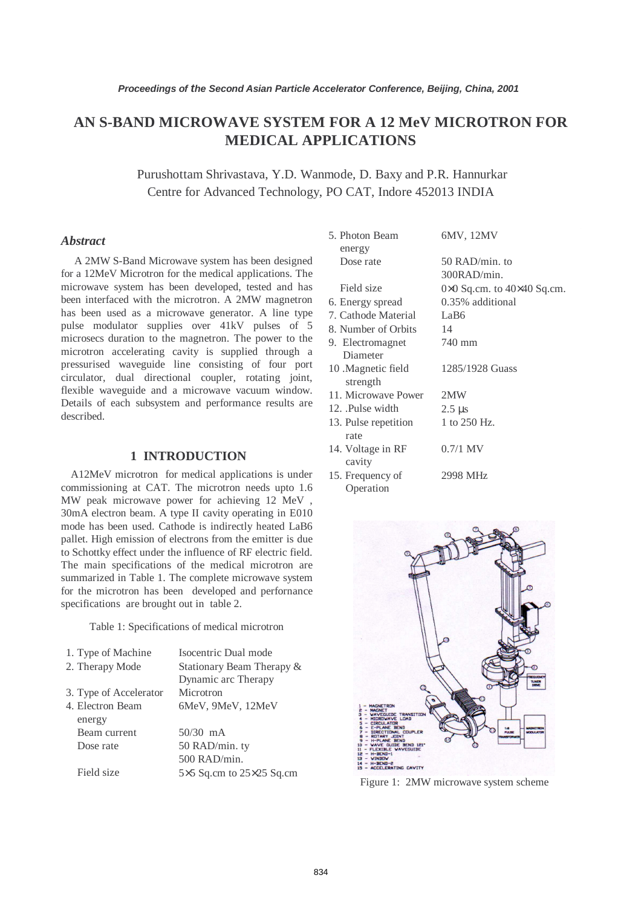# AN S-BAND MICROWAVE SYSTEM FOR A 12 MeV MICROTRON FOR MEDICAL APPLICATIONS

Purushottam Shrivastava, Y.D. Wanmode, D. Baxy and P.R. Hannurkar
Centre for Advanced Technology, PO CAT, Indore 452013 INDIA

## *Abstract*

A 2MW S-Band Microwave system has been designed for a 12MeV Microtron for the medical applications. The microwave system has been developed, tested and has been interfaced with the microtron. A 2MW magnetron has been used as a microwave generator. A line type pulse modulator supplies over 41kV pulses of 5 microsecs duration to the magnetron. The power to the microtron accelerating cavity is supplied through a pressurised waveguide line consisting of four port circulator, dual directional coupler, rotating joint, flexible waveguide and a microwave vacuum window. Details of each subsystem and performance results are described.

## 1 INTRODUCTION

A12MeV microtron for medical applications is under commissioning at CAT. The microtron needs upto 1.6 MW peak microwave power for achieving 12 MeV , 30mA electron beam. A type II cavity operating in E010 mode has been used. Cathode is indirectly heated LaB6 pallet. High emission of electrons from the emitter is due to Schottky effect under the influence of RF electric field. The main specifications of the medical microtron are summarized in Table 1. The complete microwave system for the microtron has been developed and perfornance specifications are brought out in table 2.

Table 1: Specifications of medical microtron

| | |
|---|---|
| 1. Type of Machine | Isocentric Dual mode |
| 2. Therapy Mode | Stationary Beam Therapy & Dynamic arc Therapy |
| 3. Type of Accelerator | Microtron |
| 4. Electron Beam energy | 6MeV, 9MeV, 12MeV |
| Beam current | 50/30 mA |
| Dose rate | 50 RAD/min. ty 500 RAD/min. |
| Field size | 5×5 Sq.cm to 25×25 Sq.cm |
| 5. Photon Beam energy | 6MV, 12MV |
| Dose rate | 50 RAD/min. to 300RAD/min. |
| Field size | 0×0 Sq.cm. to 40×40 Sq.cm. |
| 6. Energy spread | 0.35% additional |
| 7. Cathode Material | LaB6 |
| 8. Number of Orbits | 14 |
| 9. Electromagnet Diameter | 740 mm |
| 10 .Magnetic field strength | 1285/1928 Guass |
| 11. Microwave Power | 2MW |
| 12. .Pulse width | 2.5 μs |
| 13. Pulse repetition rate | 1 to 250 Hz. |
| 14. Voltage in RF cavity | 0.7/1 MV |
| 15. Frequency of Operation | 2998 MHz |

Figure 1: 2MW microwave system scheme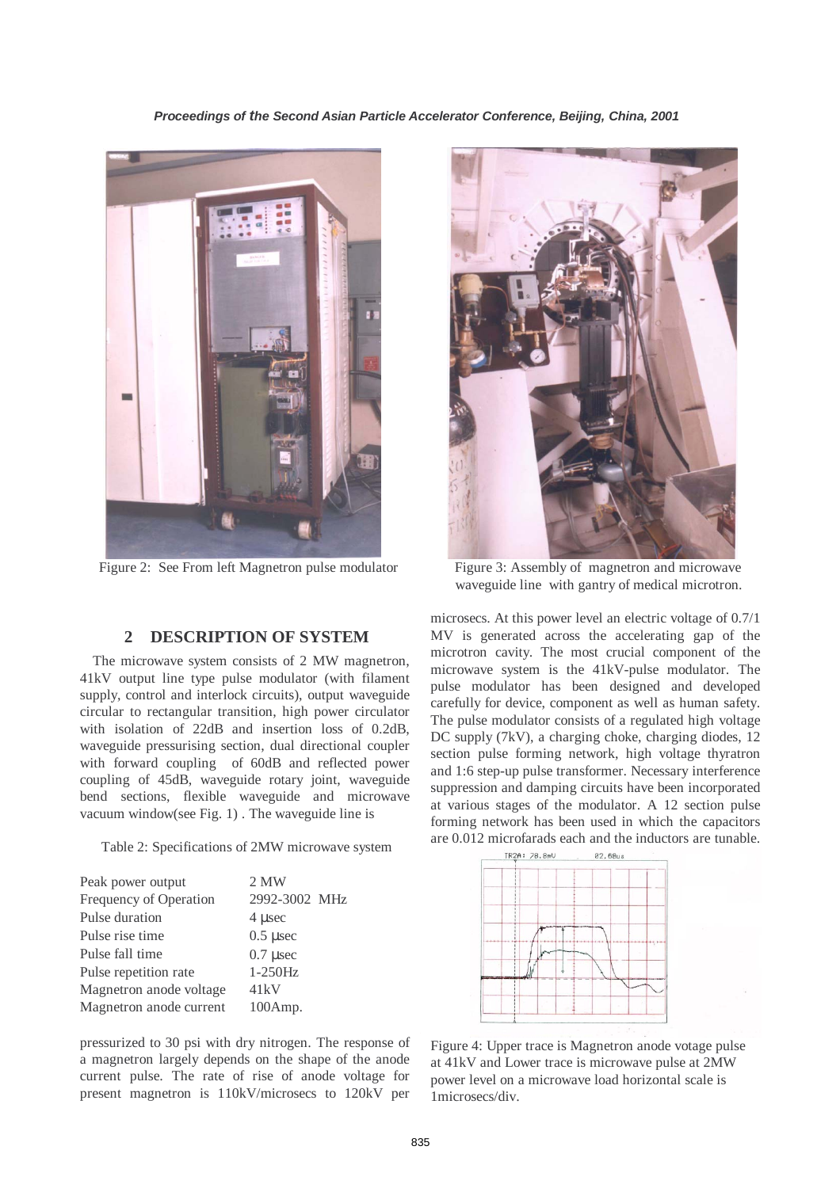Figure 2: See From left Magnetron pulse modulator

Figure 3: Assembly of magnetron and microwave waveguide line with gantry of medical microtron.

## 2 DESCRIPTION OF SYSTEM

The microwave system consists of 2 MW magnetron, 41kV output line type pulse modulator (with filament supply, control and interlock circuits), output waveguide circular to rectangular transition, high power circulator with isolation of 22dB and insertion loss of 0.2dB, waveguide pressurising section, dual directional coupler with forward coupling of 60dB and reflected power coupling of 45dB, waveguide rotary joint, waveguide bend sections, flexible waveguide and microwave vacuum window(see Fig. 1) . The waveguide line is pressurized to 30 psi with dry nitrogen. The response of a magnetron largely depends on the shape of the anode current pulse. The rate of rise of anode voltage for present magnetron is 110kV/microsecs to 120kV per microsecs. At this power level an electric voltage of 0.7/1 MV is generated across the accelerating gap of the microtron cavity. The most crucial component of the microwave system is the 41kV-pulse modulator. The pulse modulator has been designed and developed carefully for device, component as well as human safety. The pulse modulator consists of a regulated high voltage DC supply (7kV), a charging choke, charging diodes, 12 section pulse forming network, high voltage thyratron and 1:6 step-up pulse transformer. Necessary interference suppression and damping circuits have been incorporated at various stages of the modulator. A 12 section pulse forming network has been used in which the capacitors are 0.012 microfarads each and the inductors are tunable.

Table 2: Specifications of 2MW microwave system

| | |
|---|---|
| Peak power output | 2 MW |
| Frequency of Operation | 2992-3002 MHz |
| Pulse duration | 4 µsec |
| Pulse rise time | 0.5 µsec |
| Pulse fall time | 0.7 µsec |
| Pulse repetition rate | 1-250Hz |
| Magnetron anode voltage | 41kV |
| Magnetron anode current | 100Amp. |

Figure 4: Upper trace is Magnetron anode votage pulse at 41kV and Lower trace is microwave pulse at 2MW power level on a microwave load horizontal scale is 1microsecs/div.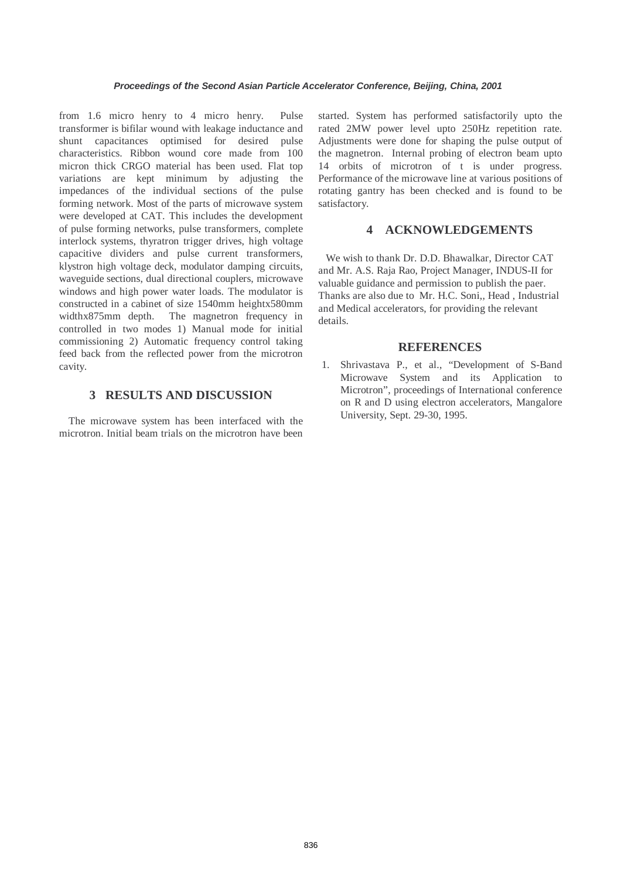from 1.6 micro henry to 4 micro henry. Pulse transformer is bifilar wound with leakage inductance and shunt capacitances optimised for desired pulse characteristics. Ribbon wound core made from 100 micron thick CRGO material has been used. Flat top variations are kept minimum by adjusting the impedances of the individual sections of the pulse forming network. Most of the parts of microwave system were developed at CAT. This includes the development of pulse forming networks, pulse transformers, complete interlock systems, thyratron trigger drives, high voltage capacitive dividers and pulse current transformers, klystron high voltage deck, modulator damping circuits, waveguide sections, dual directional couplers, microwave windows and high power water loads. The modulator is constructed in a cabinet of size 1540mm heightx580mm widthx875mm depth. The magnetron frequency in controlled in two modes 1) Manual mode for initial commissioning 2) Automatic frequency control taking feed back from the reflected power from the microtron cavity.

## 3 RESULTS AND DISCUSSION

The microwave system has been interfaced with the microtron. Initial beam trials on the microtron have been started. System has performed satisfactorily upto the rated 2MW power level upto 250Hz repetition rate. Adjustments were done for shaping the pulse output of the magnetron. Internal probing of electron beam upto 14 orbits of microtron of t is under progress. Performance of the microwave line at various positions of rotating gantry has been checked and is found to be satisfactory.

## 4 ACKNOWLEDGEMENTS

We wish to thank Dr. D.D. Bhawalkar, Director CAT and Mr. A.S. Raja Rao, Project Manager, INDUS-II for valuable guidance and permission to publish the paer. Thanks are also due to Mr. H.C. Soni,, Head , Industrial and Medical accelerators, for providing the relevant details.

## REFERENCES

1. Shrivastava P., et al., "Development of S-Band Microwave System and its Application to Microtron", proceedings of International conference on R and D using electron accelerators, Mangalore University, Sept. 29-30, 1995.